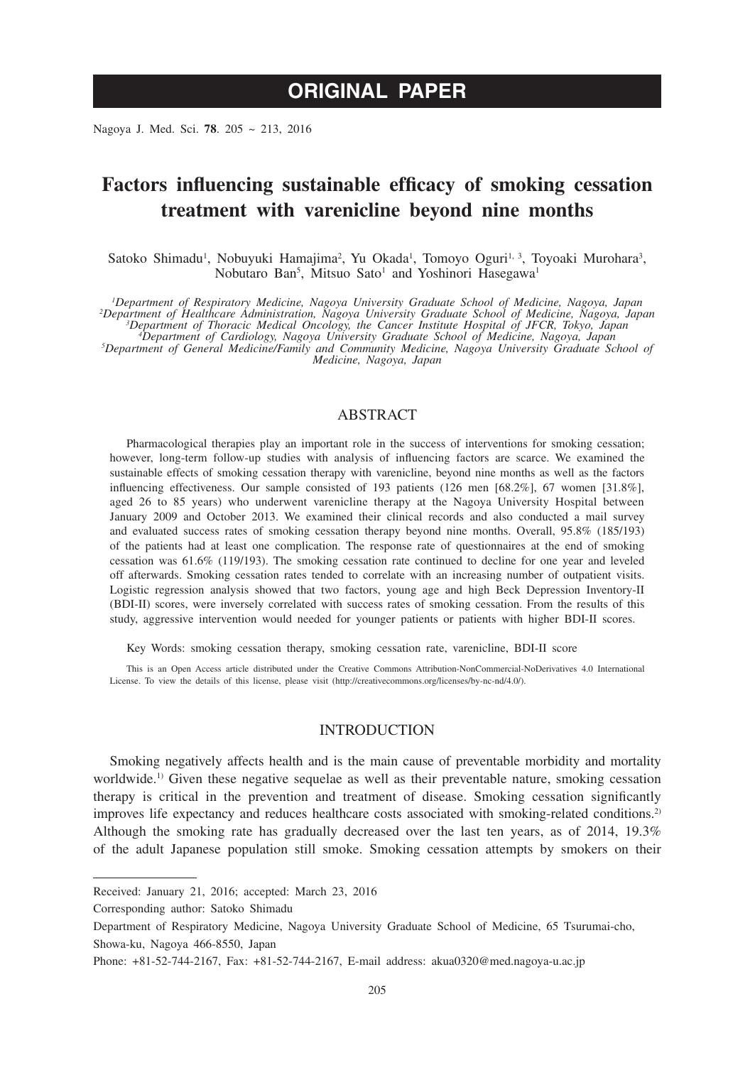# ORIGINAL PAPER

# Factors influencing sustainable efficacy of smoking cessation treatment with varenicline beyond nine months

Satoko Shimadu[1], Nobuyuki Hamajima[2], Yu Okada[1], Tomoyo Oguri[1, 3], Toyoaki Murohara[3], Nobutaro Ban[5], Mitsuo Sato[1] and Yoshinori Hasegawa[1]

*[1]Department of Respiratory Medicine, Nagoya University Graduate School of Medicine, Nagoya, Japan*
*[2]Department of Healthcare Administration, Nagoya University Graduate School of Medicine, Nagoya, Japan*
*[3]Department of Thoracic Medical Oncology, the Cancer Institute Hospital of JFCR, Tokyo, Japan*
*[4]Department of Cardiology, Nagoya University Graduate School of Medicine, Nagoya, Japan*
*[5]Department of General Medicine/Family and Community Medicine, Nagoya University Graduate School of Medicine, Nagoya, Japan*

## ABSTRACT

Pharmacological therapies play an important role in the success of interventions for smoking cessation; however, long-term follow-up studies with analysis of influencing factors are scarce. We examined the sustainable effects of smoking cessation therapy with varenicline, beyond nine months as well as the factors influencing effectiveness. Our sample consisted of 193 patients (126 men [68.2%], 67 women [31.8%], aged 26 to 85 years) who underwent varenicline therapy at the Nagoya University Hospital between January 2009 and October 2013. We examined their clinical records and also conducted a mail survey and evaluated success rates of smoking cessation therapy beyond nine months. Overall, 95.8% (185/193) of the patients had at least one complication. The response rate of questionnaires at the end of smoking cessation was 61.6% (119/193). The smoking cessation rate continued to decline for one year and leveled off afterwards. Smoking cessation rates tended to correlate with an increasing number of outpatient visits. Logistic regression analysis showed that two factors, young age and high Beck Depression Inventory-II (BDI-II) scores, were inversely correlated with success rates of smoking cessation. From the results of this study, aggressive intervention would needed for younger patients or patients with higher BDI-II scores.

Key Words: smoking cessation therapy, smoking cessation rate, varenicline, BDI-II score

This is an Open Access article distributed under the Creative Commons Attribution-NonCommercial-NoDerivatives 4.0 International License. To view the details of this license, please visit (http://creativecommons.org/licenses/by-nc-nd/4.0/).

## INTRODUCTION

Smoking negatively affects health and is the main cause of preventable morbidity and mortality worldwide.[1)] Given these negative sequelae as well as their preventable nature, smoking cessation therapy is critical in the prevention and treatment of disease. Smoking cessation significantly improves life expectancy and reduces healthcare costs associated with smoking-related conditions.[2)] Although the smoking rate has gradually decreased over the last ten years, as of 2014, 19.3% of the adult Japanese population still smoke. Smoking cessation attempts by smokers on their

---

Received: January 21, 2016; accepted: March 23, 2016

Corresponding author: Satoko Shimadu

Department of Respiratory Medicine, Nagoya University Graduate School of Medicine, 65 Tsurumai-cho, Showa-ku, Nagoya 466-8550, Japan

Phone: +81-52-744-2167, Fax: +81-52-744-2167, E-mail address: akua0320@med.nagoya-u.ac.jp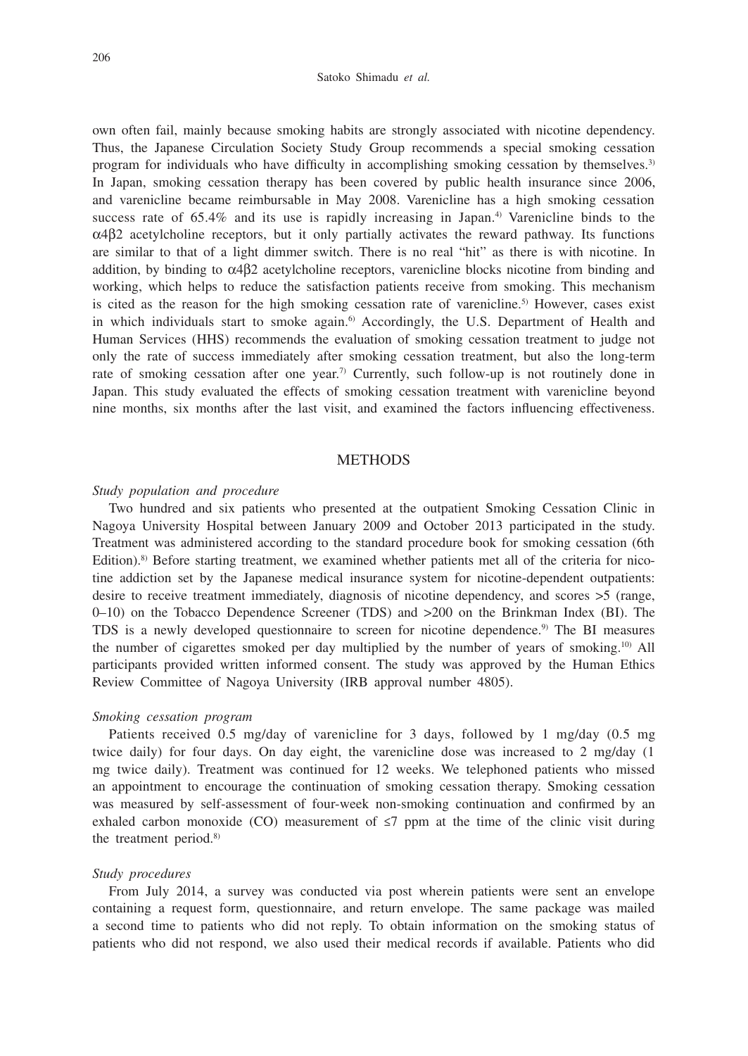own often fail, mainly because smoking habits are strongly associated with nicotine dependency. Thus, the Japanese Circulation Society Study Group recommends a special smoking cessation program for individuals who have difficulty in accomplishing smoking cessation by themselves.[3] In Japan, smoking cessation therapy has been covered by public health insurance since 2006, and varenicline became reimbursable in May 2008. Varenicline has a high smoking cessation success rate of 65.4% and its use is rapidly increasing in Japan.[4] Varenicline binds to the $\alpha4\beta2$ acetylcholine receptors, but it only partially activates the reward pathway. Its functions are similar to that of a light dimmer switch. There is no real "hit" as there is with nicotine. In addition, by binding to $\alpha4\beta2$ acetylcholine receptors, varenicline blocks nicotine from binding and working, which helps to reduce the satisfaction patients receive from smoking. This mechanism is cited as the reason for the high smoking cessation rate of varenicline.[5] However, cases exist in which individuals start to smoke again.[6] Accordingly, the U.S. Department of Health and Human Services (HHS) recommends the evaluation of smoking cessation treatment to judge not only the rate of success immediately after smoking cessation treatment, but also the long-term rate of smoking cessation after one year.[7] Currently, such follow-up is not routinely done in Japan. This study evaluated the effects of smoking cessation treatment with varenicline beyond nine months, six months after the last visit, and examined the factors influencing effectiveness.

## METHODS

### *Study population and procedure*

Two hundred and six patients who presented at the outpatient Smoking Cessation Clinic in Nagoya University Hospital between January 2009 and October 2013 participated in the study. Treatment was administered according to the standard procedure book for smoking cessation (6th Edition).[8] Before starting treatment, we examined whether patients met all of the criteria for nicotine addiction set by the Japanese medical insurance system for nicotine-dependent outpatients: desire to receive treatment immediately, diagnosis of nicotine dependency, and scores >5 (range, 0–10) on the Tobacco Dependence Screener (TDS) and >200 on the Brinkman Index (BI). The TDS is a newly developed questionnaire to screen for nicotine dependence.[9] The BI measures the number of cigarettes smoked per day multiplied by the number of years of smoking.[10] All participants provided written informed consent. The study was approved by the Human Ethics Review Committee of Nagoya University (IRB approval number 4805).

### *Smoking cessation program*

Patients received 0.5 mg/day of varenicline for 3 days, followed by 1 mg/day (0.5 mg twice daily) for four days. On day eight, the varenicline dose was increased to 2 mg/day (1 mg twice daily). Treatment was continued for 12 weeks. We telephoned patients who missed an appointment to encourage the continuation of smoking cessation therapy. Smoking cessation was measured by self-assessment of four-week non-smoking continuation and confirmed by an exhaled carbon monoxide (CO) measurement of $\leq 7$ ppm at the time of the clinic visit during the treatment period.[8]

### *Study procedures*

From July 2014, a survey was conducted via post wherein patients were sent an envelope containing a request form, questionnaire, and return envelope. The same package was mailed a second time to patients who did not reply. To obtain information on the smoking status of patients who did not respond, we also used their medical records if available. Patients who did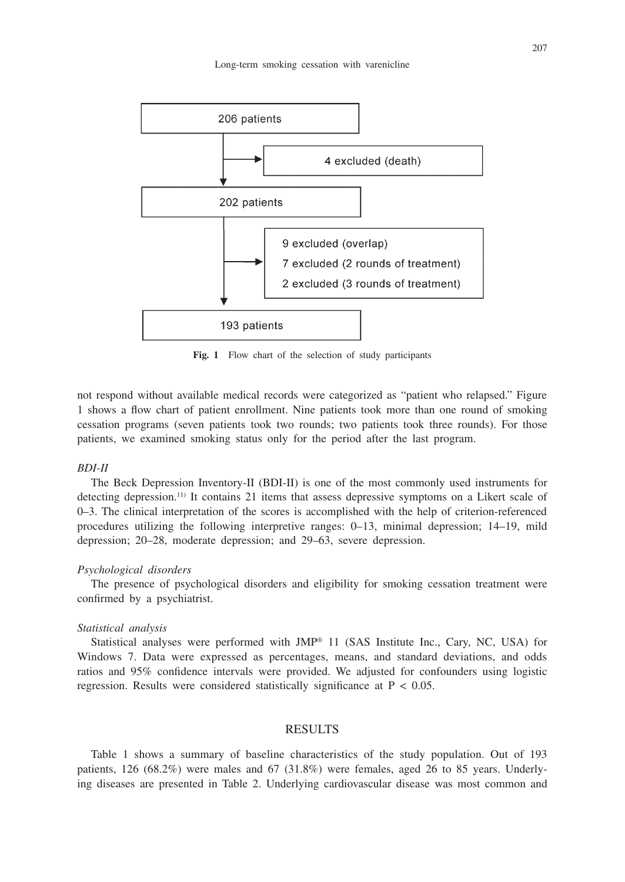206 patients

4 excluded (death)

202 patients

9 excluded (overlap)
7 excluded (2 rounds of treatment)
2 excluded (3 rounds of treatment)

193 patients

**Fig. 1** Flow chart of the selection of study participants

not respond without available medical records were categorized as "patient who relapsed." Figure 1 shows a flow chart of patient enrollment. Nine patients took more than one round of smoking cessation programs (seven patients took two rounds; two patients took three rounds). For those patients, we examined smoking status only for the period after the last program.

*BDI-II*

The Beck Depression Inventory-II (BDI-II) is one of the most commonly used instruments for detecting depression.[11] It contains 21 items that assess depressive symptoms on a Likert scale of 0–3. The clinical interpretation of the scores is accomplished with the help of criterion-referenced procedures utilizing the following interpretive ranges: 0–13, minimal depression; 14–19, mild depression; 20–28, moderate depression; and 29–63, severe depression.

*Psychological disorders*

The presence of psychological disorders and eligibility for smoking cessation treatment were confirmed by a psychiatrist.

*Statistical analysis*

Statistical analyses were performed with JMP® 11 (SAS Institute Inc., Cary, NC, USA) for Windows 7. Data were expressed as percentages, means, and standard deviations, and odds ratios and 95% confidence intervals were provided. We adjusted for confounders using logistic regression. Results were considered statistically significance at $P < 0.05$.

## RESULTS

Table 1 shows a summary of baseline characteristics of the study population. Out of 193 patients, 126 (68.2%) were males and 67 (31.8%) were females, aged 26 to 85 years. Underlying diseases are presented in Table 2. Underlying cardiovascular disease was most common and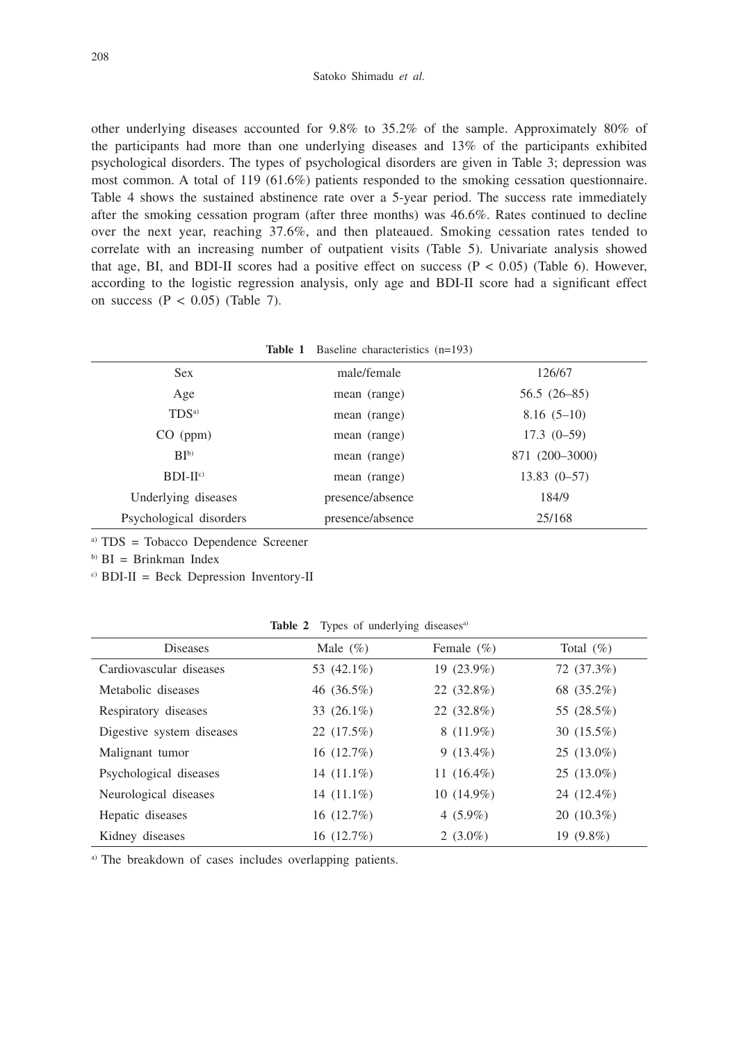other underlying diseases accounted for 9.8% to 35.2% of the sample. Approximately 80% of the participants had more than one underlying diseases and 13% of the participants exhibited psychological disorders. The types of psychological disorders are given in Table 3; depression was most common. A total of 119 (61.6%) patients responded to the smoking cessation questionnaire. Table 4 shows the sustained abstinence rate over a 5-year period. The success rate immediately after the smoking cessation program (after three months) was 46.6%. Rates continued to decline over the next year, reaching 37.6%, and then plateaued. Smoking cessation rates tended to correlate with an increasing number of outpatient visits (Table 5). Univariate analysis showed that age, BI, and BDI-II scores had a positive effect on success ($P < 0.05$) (Table 6). However, according to the logistic regression analysis, only age and BDI-II score had a significant effect on success ($P < 0.05$) (Table 7).

**Table 1** Baseline characteristics (n=193)

| | | |
|---|---|---|
| Sex | male/female | 126/67 |
| Age | mean (range) | 56.5 (26–85) |
| TDS[a] | mean (range) | 8.16 (5–10) |
| CO (ppm) | mean (range) | 17.3 (0–59) |
| BI[b] | mean (range) | 871 (200–3000) |
| BDI-II[c] | mean (range) | 13.83 (0–57) |
| Underlying diseases | presence/absence | 184/9 |
| Psychological disorders | presence/absence | 25/168 |

[a] TDS = Tobacco Dependence Screener

[b] BI = Brinkman Index

[c] BDI-II = Beck Depression Inventory-II

**Table 2** Types of underlying diseases[a]

| Diseases | Male (%) | Female (%) | Total (%) |
|---|---|---|---|
| Cardiovascular diseases | 53 (42.1%) | 19 (23.9%) | 72 (37.3%) |
| Metabolic diseases | 46 (36.5%) | 22 (32.8%) | 68 (35.2%) |
| Respiratory diseases | 33 (26.1%) | 22 (32.8%) | 55 (28.5%) |
| Digestive system diseases | 22 (17.5%) | 8 (11.9%) | 30 (15.5%) |
| Malignant tumor | 16 (12.7%) | 9 (13.4%) | 25 (13.0%) |
| Psychological diseases | 14 (11.1%) | 11 (16.4%) | 25 (13.0%) |
| Neurological diseases | 14 (11.1%) | 10 (14.9%) | 24 (12.4%) |
| Hepatic diseases | 16 (12.7%) | 4 (5.9%) | 20 (10.3%) |
| Kidney diseases | 16 (12.7%) | 2 (3.0%) | 19 (9.8%) |

[a] The breakdown of cases includes overlapping patients.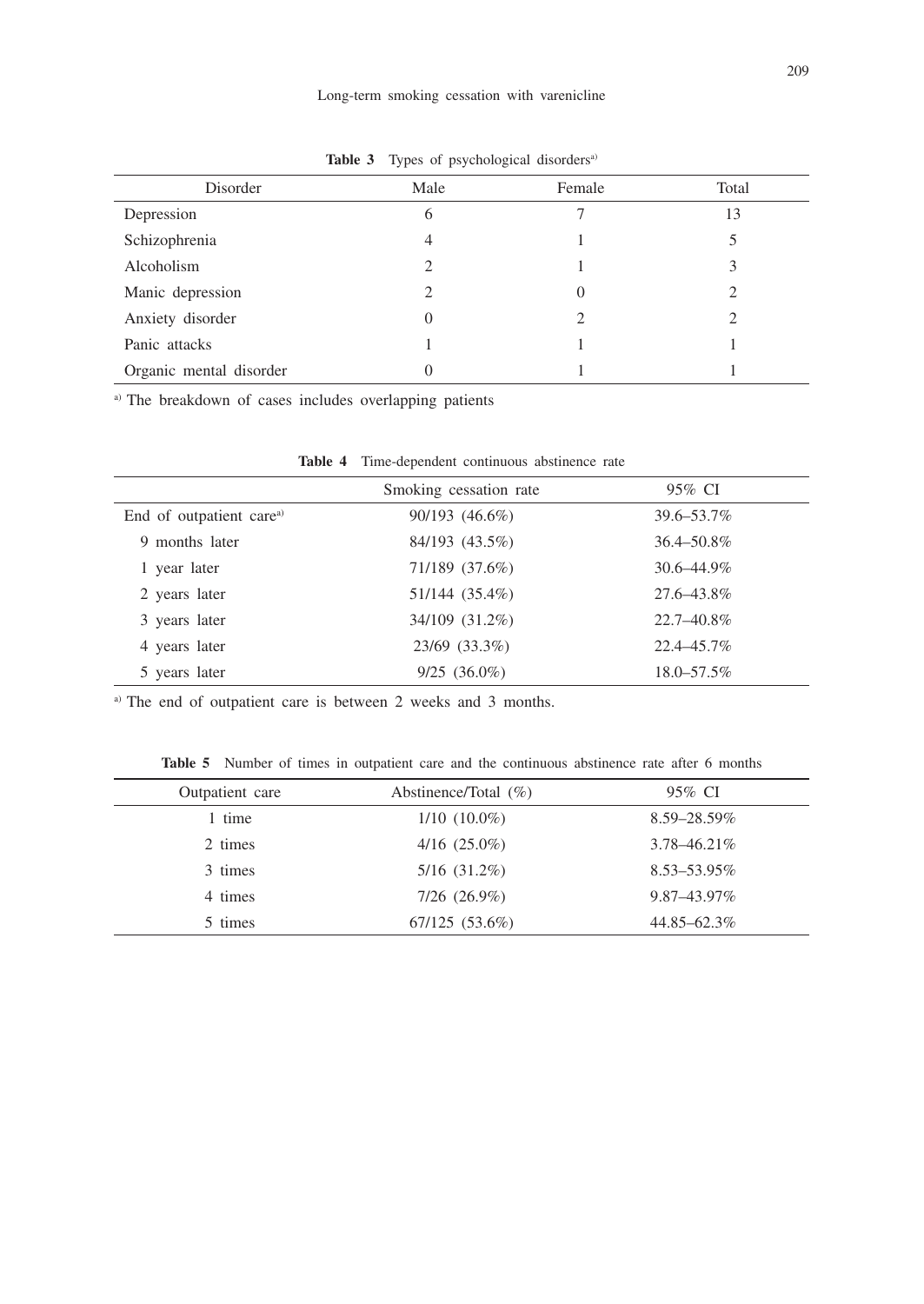**Table 3** Types of psychological disorders[a]

| Disorder | Male | Female | Total |
|---|---|---|---|
| Depression | 6 | 7 | 13 |
| Schizophrenia | 4 | 1 | 5 |
| Alcoholism | 2 | 1 | 3 |
| Manic depression | 2 | 0 | 2 |
| Anxiety disorder | 0 | 2 | 2 |
| Panic attacks | 1 | 1 | 1 |
| Organic mental disorder | 0 | 1 | 1 |

[a] The breakdown of cases includes overlapping patients

**Table 4** Time-dependent continuous abstinence rate

| | Smoking cessation rate | 95% CI |
|---|---|---|
| End of outpatient care[a] | 90/193 (46.6%) | 39.6–53.7% |
| 9 months later | 84/193 (43.5%) | 36.4–50.8% |
| 1 year later | 71/189 (37.6%) | 30.6–44.9% |
| 2 years later | 51/144 (35.4%) | 27.6–43.8% |
| 3 years later | 34/109 (31.2%) | 22.7–40.8% |
| 4 years later | 23/69 (33.3%) | 22.4–45.7% |
| 5 years later | 9/25 (36.0%) | 18.0–57.5% |

[a] The end of outpatient care is between 2 weeks and 3 months.

**Table 5** Number of times in outpatient care and the continuous abstinence rate after 6 months

| Outpatient care | Abstinence/Total (%) | 95% CI |
|---|---|---|
| 1 time | 1/10 (10.0%) | 8.59–28.59% |
| 2 times | 4/16 (25.0%) | 3.78–46.21% |
| 3 times | 5/16 (31.2%) | 8.53–53.95% |
| 4 times | 7/26 (26.9%) | 9.87–43.97% |
| 5 times | 67/125 (53.6%) | 44.85–62.3% |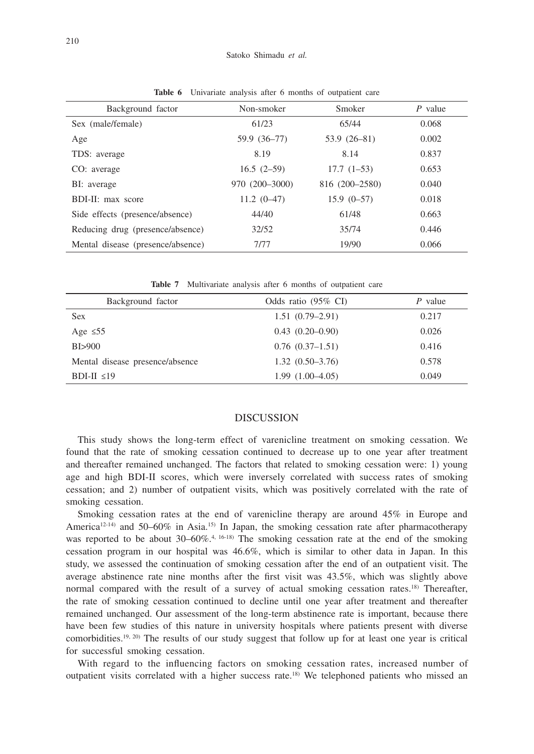**Table 6** Univariate analysis after 6 months of outpatient care

| Background factor | Non-smoker | Smoker | *P* value |
|---|---|---|---|
| Sex (male/female) | 61/23 | 65/44 | 0.068 |
| Age | 59.9 (36–77) | 53.9 (26–81) | 0.002 |
| TDS: average | 8.19 | 8.14 | 0.837 |
| CO: average | 16.5 (2–59) | 17.7 (1–53) | 0.653 |
| BI: average | 970 (200–3000) | 816 (200–2580) | 0.040 |
| BDI-II: max score | 11.2 (0–47) | 15.9 (0–57) | 0.018 |
| Side effects (presence/absence) | 44/40 | 61/48 | 0.663 |
| Reducing drug (presence/absence) | 32/52 | 35/74 | 0.446 |
| Mental disease (presence/absence) | 7/77 | 19/90 | 0.066 |

**Table 7** Multivariate analysis after 6 months of outpatient care

| Background factor | Odds ratio (95% CI) | *P* value |
|---|---|---|
| Sex | 1.51 (0.79–2.91) | 0.217 |
| Age ≤55 | 0.43 (0.20–0.90) | 0.026 |
| BI>900 | 0.76 (0.37–1.51) | 0.416 |
| Mental disease presence/absence | 1.32 (0.50–3.76) | 0.578 |
| BDI-II ≤19 | 1.99 (1.00–4.05) | 0.049 |

## DISCUSSION

This study shows the long-term effect of varenicline treatment on smoking cessation. We found that the rate of smoking cessation continued to decrease up to one year after treatment and thereafter remained unchanged. The factors that related to smoking cessation were: 1) young age and high BDI-II scores, which were inversely correlated with success rates of smoking cessation; and 2) number of outpatient visits, which was positively correlated with the rate of smoking cessation.

Smoking cessation rates at the end of varenicline therapy are around 45% in Europe and America[12-14] and 50–60% in Asia.[15] In Japan, the smoking cessation rate after pharmacotherapy was reported to be about 30–60%.[4, 16-18] The smoking cessation rate at the end of the smoking cessation program in our hospital was 46.6%, which is similar to other data in Japan. In this study, we assessed the continuation of smoking cessation after the end of an outpatient visit. The average abstinence rate nine months after the first visit was 43.5%, which was slightly above normal compared with the result of a survey of actual smoking cessation rates.[18] Thereafter, the rate of smoking cessation continued to decline until one year after treatment and thereafter remained unchanged. Our assessment of the long-term abstinence rate is important, because there have been few studies of this nature in university hospitals where patients present with diverse comorbidities.[19, 20] The results of our study suggest that follow up for at least one year is critical for successful smoking cessation.

With regard to the influencing factors on smoking cessation rates, increased number of outpatient visits correlated with a higher success rate.[18] We telephoned patients who missed an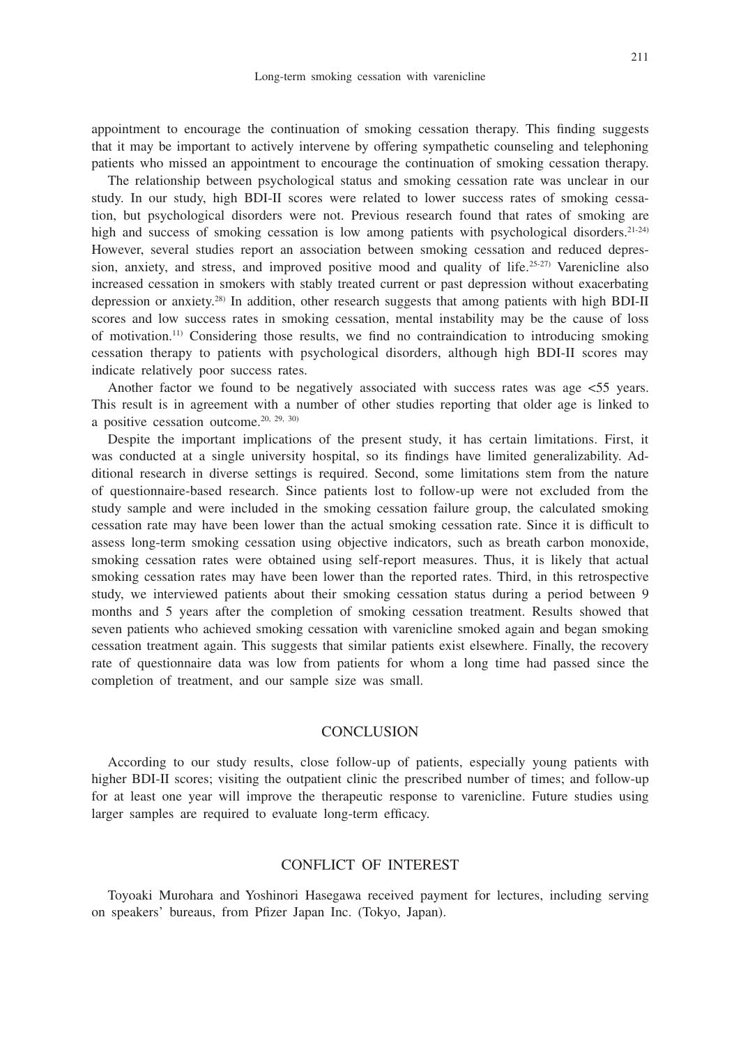appointment to encourage the continuation of smoking cessation therapy. This finding suggests that it may be important to actively intervene by offering sympathetic counseling and telephoning patients who missed an appointment to encourage the continuation of smoking cessation therapy.

The relationship between psychological status and smoking cessation rate was unclear in our study. In our study, high BDI-II scores were related to lower success rates of smoking cessation, but psychological disorders were not. Previous research found that rates of smoking are high and success of smoking cessation is low among patients with psychological disorders.[21-24] However, several studies report an association between smoking cessation and reduced depression, anxiety, and stress, and improved positive mood and quality of life.[25-27] Varenicline also increased cessation in smokers with stably treated current or past depression without exacerbating depression or anxiety.[28] In addition, other research suggests that among patients with high BDI-II scores and low success rates in smoking cessation, mental instability may be the cause of loss of motivation.[11] Considering those results, we find no contraindication to introducing smoking cessation therapy to patients with psychological disorders, although high BDI-II scores may indicate relatively poor success rates.

Another factor we found to be negatively associated with success rates was age <55 years. This result is in agreement with a number of other studies reporting that older age is linked to a positive cessation outcome.[20, 29, 30]

Despite the important implications of the present study, it has certain limitations. First, it was conducted at a single university hospital, so its findings have limited generalizability. Additional research in diverse settings is required. Second, some limitations stem from the nature of questionnaire-based research. Since patients lost to follow-up were not excluded from the study sample and were included in the smoking cessation failure group, the calculated smoking cessation rate may have been lower than the actual smoking cessation rate. Since it is difficult to assess long-term smoking cessation using objective indicators, such as breath carbon monoxide, smoking cessation rates were obtained using self-report measures. Thus, it is likely that actual smoking cessation rates may have been lower than the reported rates. Third, in this retrospective study, we interviewed patients about their smoking cessation status during a period between 9 months and 5 years after the completion of smoking cessation treatment. Results showed that seven patients who achieved smoking cessation with varenicline smoked again and began smoking cessation treatment again. This suggests that similar patients exist elsewhere. Finally, the recovery rate of questionnaire data was low from patients for whom a long time had passed since the completion of treatment, and our sample size was small.

## CONCLUSION

According to our study results, close follow-up of patients, especially young patients with higher BDI-II scores; visiting the outpatient clinic the prescribed number of times; and follow-up for at least one year will improve the therapeutic response to varenicline. Future studies using larger samples are required to evaluate long-term efficacy.

## CONFLICT OF INTEREST

Toyoaki Murohara and Yoshinori Hasegawa received payment for lectures, including serving on speakers' bureaus, from Pfizer Japan Inc. (Tokyo, Japan).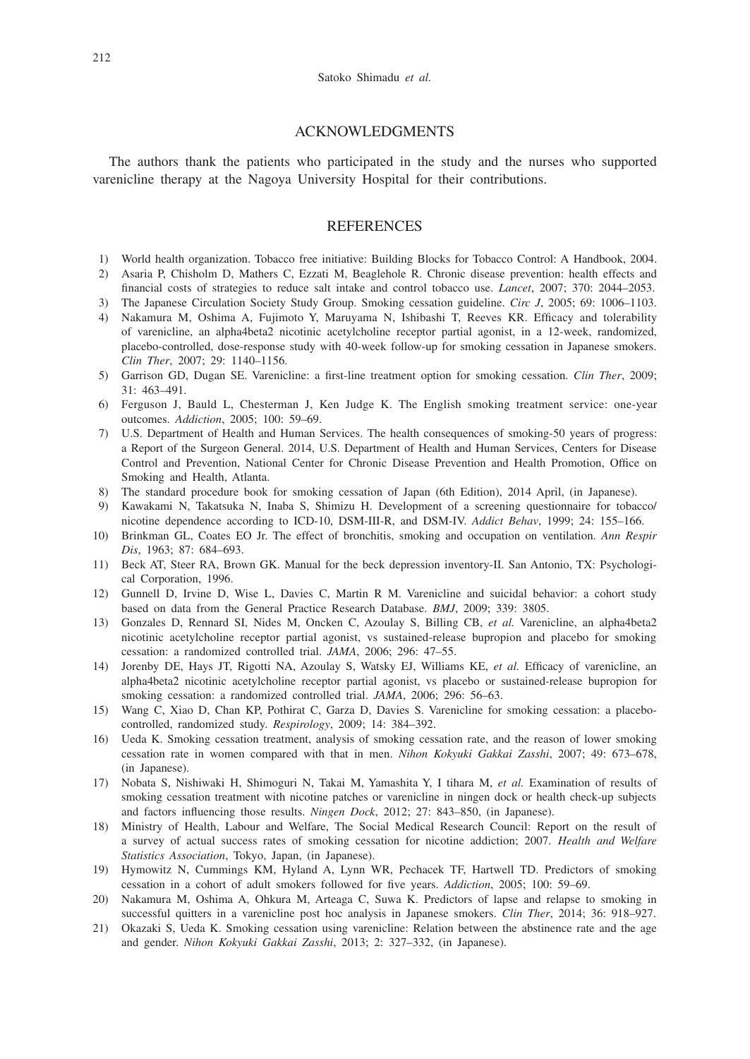## ACKNOWLEDGMENTS

The authors thank the patients who participated in the study and the nurses who supported varenicline therapy at the Nagoya University Hospital for their contributions.

## REFERENCES

1) World health organization. Tobacco free initiative: Building Blocks for Tobacco Control: A Handbook, 2004.
2) Asaria P, Chisholm D, Mathers C, Ezzati M, Beaglehole R. Chronic disease prevention: health effects and financial costs of strategies to reduce salt intake and control tobacco use. *Lancet*, 2007; 370: 2044–2053.
3) The Japanese Circulation Society Study Group. Smoking cessation guideline. *Circ J*, 2005; 69: 1006–1103.
4) Nakamura M, Oshima A, Fujimoto Y, Maruyama N, Ishibashi T, Reeves KR. Efficacy and tolerability of varenicline, an alpha4beta2 nicotinic acetylcholine receptor partial agonist, in a 12-week, randomized, placebo-controlled, dose-response study with 40-week follow-up for smoking cessation in Japanese smokers. *Clin Ther*, 2007; 29: 1140–1156.
5) Garrison GD, Dugan SE. Varenicline: a first-line treatment option for smoking cessation. *Clin Ther*, 2009; 31: 463–491.
6) Ferguson J, Bauld L, Chesterman J, Ken Judge K. The English smoking treatment service: one-year outcomes. *Addiction*, 2005; 100: 59–69.
7) U.S. Department of Health and Human Services. The health consequences of smoking-50 years of progress: a Report of the Surgeon General. 2014, U.S. Department of Health and Human Services, Centers for Disease Control and Prevention, National Center for Chronic Disease Prevention and Health Promotion, Office on Smoking and Health, Atlanta.
8) The standard procedure book for smoking cessation of Japan (6th Edition), 2014 April, (in Japanese).
9) Kawakami N, Takatsuka N, Inaba S, Shimizu H. Development of a screening questionnaire for tobacco/nicotine dependence according to ICD-10, DSM-III-R, and DSM-IV. *Addict Behav*, 1999; 24: 155–166.
10) Brinkman GL, Coates EO Jr. The effect of bronchitis, smoking and occupation on ventilation. *Ann Respir Dis*, 1963; 87: 684–693.
11) Beck AT, Steer RA, Brown GK. Manual for the beck depression inventory-II. San Antonio, TX: Psychological Corporation, 1996.
12) Gunnell D, Irvine D, Wise L, Davies C, Martin R M. Varenicline and suicidal behavior: a cohort study based on data from the General Practice Research Database. *BMJ*, 2009; 339: 3805.
13) Gonzales D, Rennard SI, Nides M, Oncken C, Azoulay S, Billing CB, *et al.* Varenicline, an alpha4beta2 nicotinic acetylcholine receptor partial agonist, vs sustained-release bupropion and placebo for smoking cessation: a randomized controlled trial. *JAMA*, 2006; 296: 47–55.
14) Jorenby DE, Hays JT, Rigotti NA, Azoulay S, Watsky EJ, Williams KE, *et al.* Efficacy of varenicline, an alpha4beta2 nicotinic acetylcholine receptor partial agonist, vs placebo or sustained-release bupropion for smoking cessation: a randomized controlled trial. *JAMA*, 2006; 296: 56–63.
15) Wang C, Xiao D, Chan KP, Pothirat C, Garza D, Davies S. Varenicline for smoking cessation: a placebo-controlled, randomized study. *Respirology*, 2009; 14: 384–392.
16) Ueda K. Smoking cessation treatment, analysis of smoking cessation rate, and the reason of lower smoking cessation rate in women compared with that in men. *Nihon Kokyuki Gakkai Zasshi*, 2007; 49: 673–678, (in Japanese).
17) Nobata S, Nishiwaki H, Shimoguri N, Takai M, Yamashita Y, I tihara M, *et al.* Examination of results of smoking cessation treatment with nicotine patches or varenicline in ningen dock or health check-up subjects and factors influencing those results. *Ningen Dock*, 2012; 27: 843–850, (in Japanese).
18) Ministry of Health, Labour and Welfare, The Social Medical Research Council: Report on the result of a survey of actual success rates of smoking cessation for nicotine addiction; 2007. *Health and Welfare Statistics Association*, Tokyo, Japan, (in Japanese).
19) Hymowitz N, Cummings KM, Hyland A, Lynn WR, Pechacek TF, Hartwell TD. Predictors of smoking cessation in a cohort of adult smokers followed for five years. *Addiction*, 2005; 100: 59–69.
20) Nakamura M, Oshima A, Ohkura M, Arteaga C, Suwa K. Predictors of lapse and relapse to smoking in successful quitters in a varenicline post hoc analysis in Japanese smokers. *Clin Ther*, 2014; 36: 918–927.
21) Okazaki S, Ueda K. Smoking cessation using varenicline: Relation between the abstinence rate and the age and gender. *Nihon Kokyuki Gakkai Zasshi*, 2013; 2: 327–332, (in Japanese).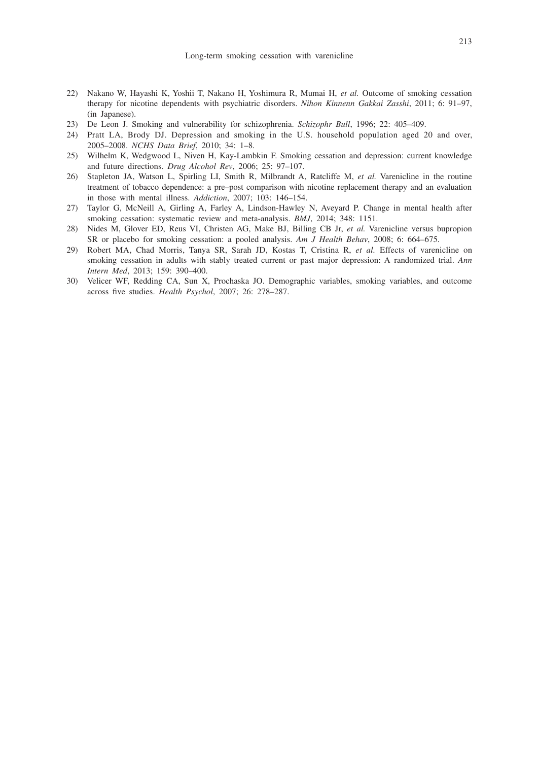22) Nakano W, Hayashi K, Yoshii T, Nakano H, Yoshimura R, Mumai H, *et al.* Outcome of smoking cessation therapy for nicotine dependents with psychiatric disorders. *Nihon Kinnenn Gakkai Zasshi*, 2011; 6: 91–97, (in Japanese).
23) De Leon J. Smoking and vulnerability for schizophrenia. *Schizophr Bull*, 1996; 22: 405–409.
24) Pratt LA, Brody DJ. Depression and smoking in the U.S. household population aged 20 and over, 2005–2008. *NCHS Data Brief*, 2010; 34: 1–8.
25) Wilhelm K, Wedgwood L, Niven H, Kay-Lambkin F. Smoking cessation and depression: current knowledge and future directions. *Drug Alcohol Rev*, 2006; 25: 97–107.
26) Stapleton JA, Watson L, Spirling LI, Smith R, Milbrandt A, Ratcliffe M, *et al.* Varenicline in the routine treatment of tobacco dependence: a pre–post comparison with nicotine replacement therapy and an evaluation in those with mental illness. *Addiction*, 2007; 103: 146–154.
27) Taylor G, McNeill A, Girling A, Farley A, Lindson-Hawley N, Aveyard P. Change in mental health after smoking cessation: systematic review and meta-analysis. *BMJ*, 2014; 348: 1151.
28) Nides M, Glover ED, Reus VI, Christen AG, Make BJ, Billing CB Jr, *et al.* Varenicline versus bupropion SR or placebo for smoking cessation: a pooled analysis. *Am J Health Behav*, 2008; 6: 664–675.
29) Robert MA, Chad Morris, Tanya SR, Sarah JD, Kostas T, Cristina R, *et al.* Effects of varenicline on smoking cessation in adults with stably treated current or past major depression: A randomized trial. *Ann Intern Med*, 2013; 159: 390–400.
30) Velicer WF, Redding CA, Sun X, Prochaska JO. Demographic variables, smoking variables, and outcome across five studies. *Health Psychol*, 2007; 26: 278–287.